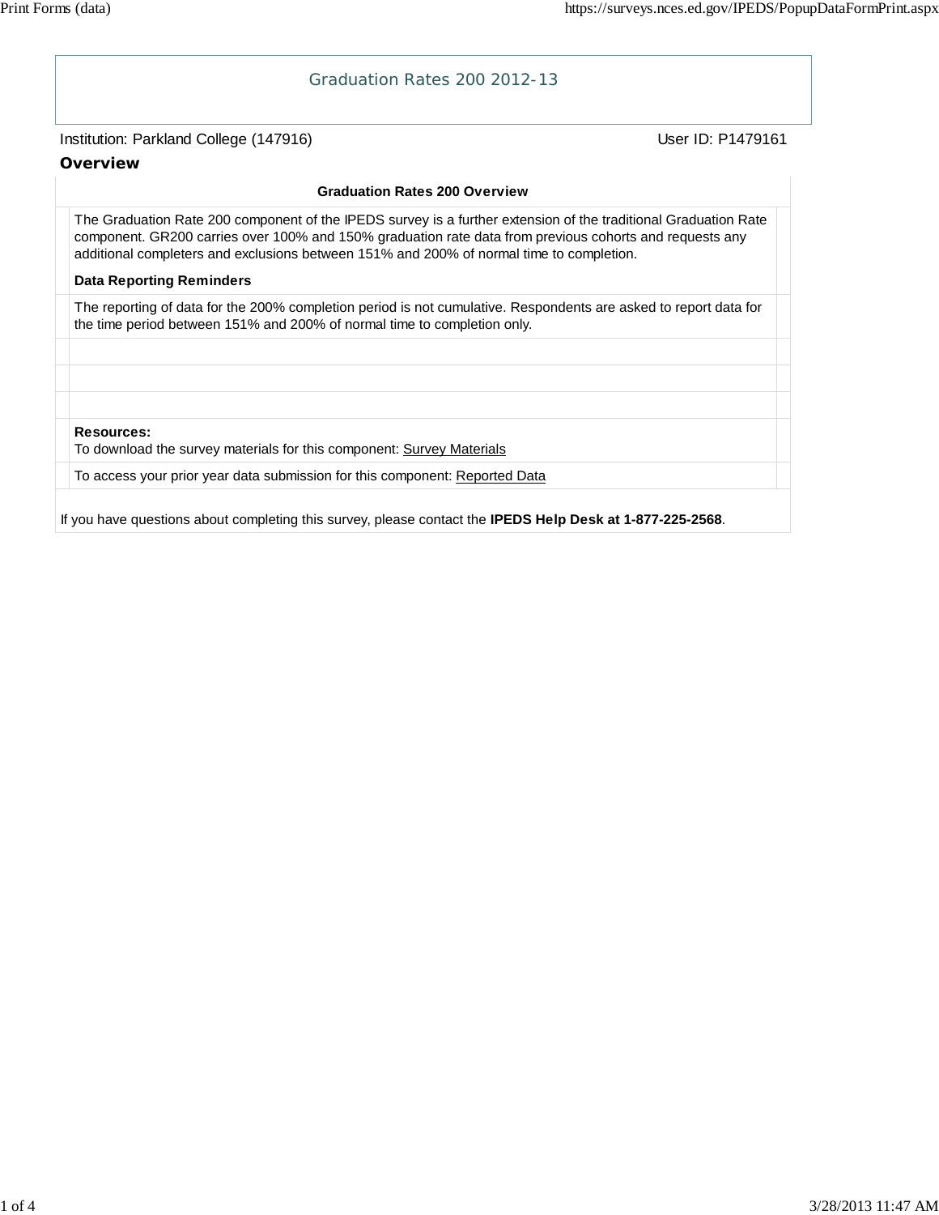# Graduation Rates 200 2012-13

Institution: Parkland College (147916) User ID: P1479161

## Overview

### Graduation Rates 200 Overview

The Graduation Rate 200 component of the IPEDS survey is a further extension of the traditional Graduation Rate component. GR200 carries over 100% and 150% graduation rate data from previous cohorts and requests any additional completers and exclusions between 151% and 200% of normal time to completion.

**Data Reporting Reminders**

The reporting of data for the 200% completion period is not cumulative. Respondents are asked to report data for the time period between 151% and 200% of normal time to completion only.

**Resources:**
To download the survey materials for this component: Survey Materials

To access your prior year data submission for this component: Reported Data

If you have questions about completing this survey, please contact the **IPEDS Help Desk at 1-877-225-2568**.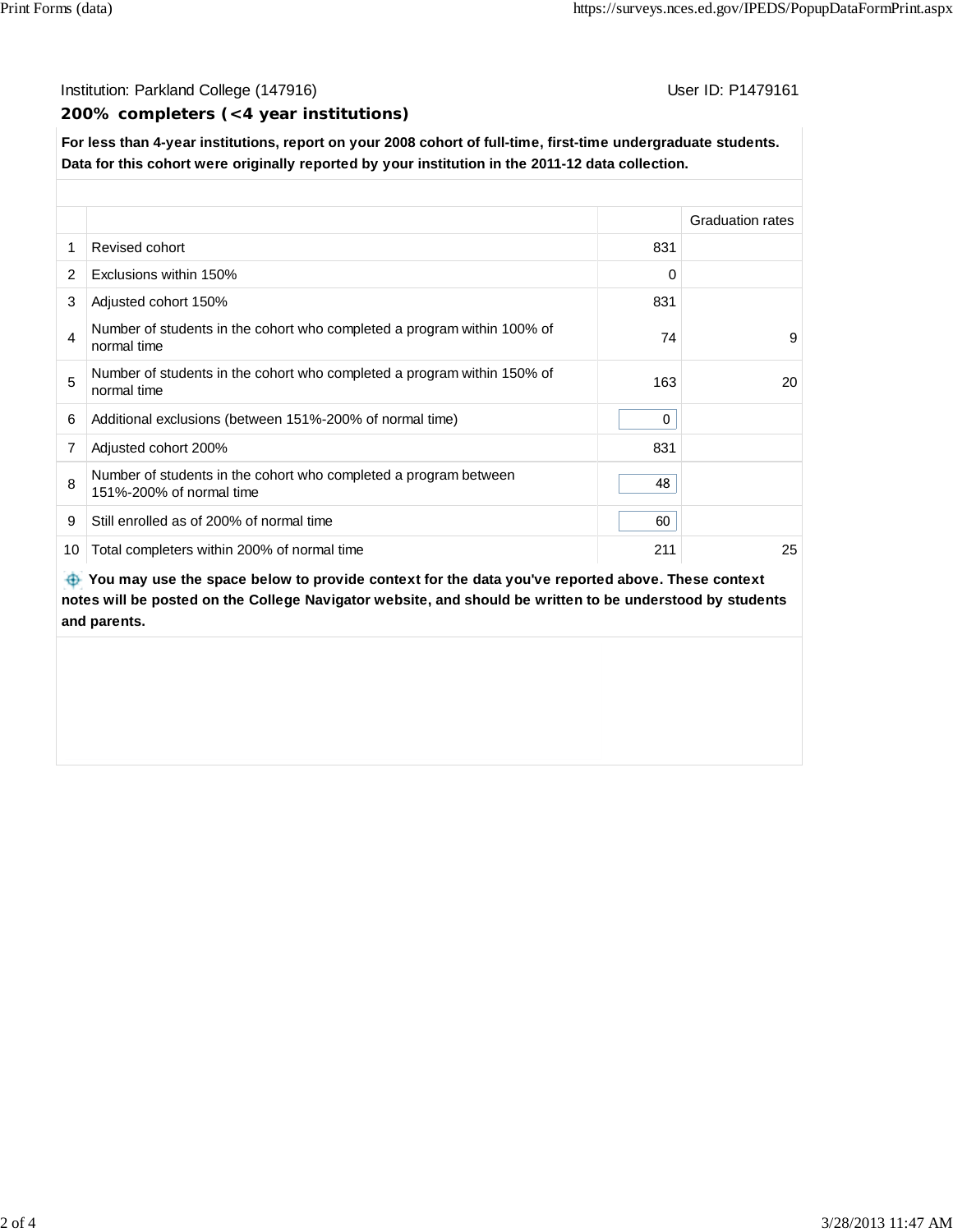Institution: Parkland College (147916)

User ID: P1479161

## 200% completers (<4 year institutions)

**For less than 4-year institutions, report on your 2008 cohort of full-time, first-time undergraduate students. Data for this cohort were originally reported by your institution in the 2011-12 data collection.**

| | | | Graduation rates |
|---|---|---|---|
| 1 | Revised cohort | 831 | |
| 2 | Exclusions within 150% | 0 | |
| 3 | Adjusted cohort 150% | 831 | |
| 4 | Number of students in the cohort who completed a program within 100% of normal time | 74 | 9 |
| 5 | Number of students in the cohort who completed a program within 150% of normal time | 163 | 20 |
| 6 | Additional exclusions (between 151%-200% of normal time) | 0 | |
| 7 | Adjusted cohort 200% | 831 | |
| 8 | Number of students in the cohort who completed a program between 151%-200% of normal time | 48 | |
| 9 | Still enrolled as of 200% of normal time | 60 | |
| 10 | Total completers within 200% of normal time | 211 | 25 |

**You may use the space below to provide context for the data you've reported above. These context notes will be posted on the College Navigator website, and should be written to be understood by students and parents.**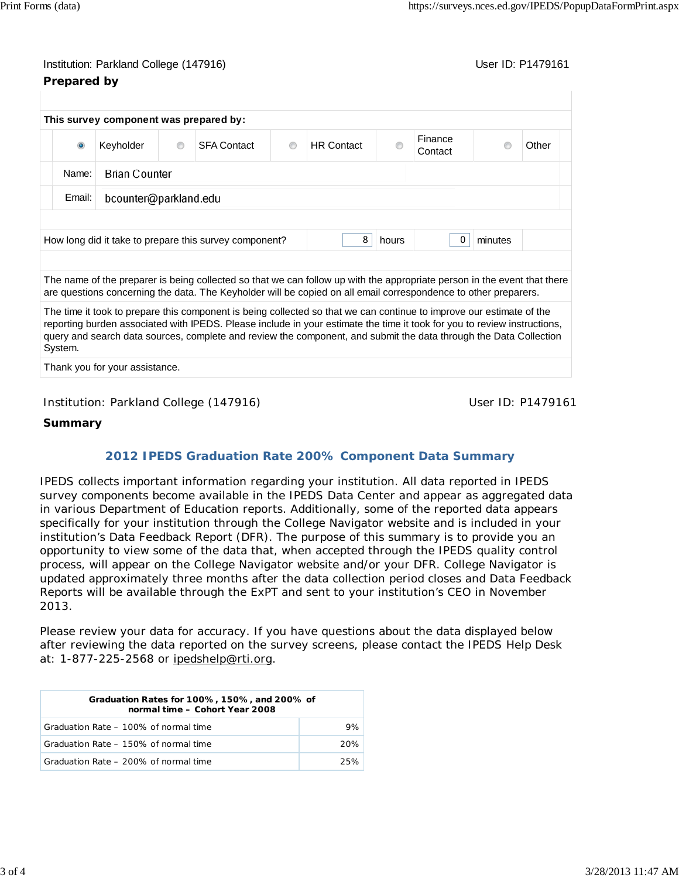Institution: Parkland College (147916) User ID: P1479161

## Prepared by

| This survey component was prepared by: | | | | | |
|---|---|---|---|---|---|
| | (●) Keyholder | ( ) SFA Contact | ( ) HR Contact | ( ) Finance Contact | ( ) Other |
| Name: | Brian Counter | | | | |
| Email: | bcounter@parkland.edu | | | | |

| How long did it take to prepare this survey component? | 8 | hours | 0 | minutes |
|---|---|---|---|---|

The name of the preparer is being collected so that we can follow up with the appropriate person in the event that there are questions concerning the data. The Keyholder will be copied on all email correspondence to other preparers.

The time it took to prepare this component is being collected so that we can continue to improve our estimate of the reporting burden associated with IPEDS. Please include in your estimate the time it took for you to review instructions, query and search data sources, complete and review the component, and submit the data through the Data Collection System.

Thank you for your assistance.

Institution: Parkland College (147916) User ID: P1479161

## Summary

### 2012 IPEDS Graduation Rate 200% Component Data Summary

IPEDS collects important information regarding your institution. All data reported in IPEDS survey components become available in the IPEDS Data Center and appear as aggregated data in various Department of Education reports. Additionally, some of the reported data appears specifically for your institution through the College Navigator website and is included in your institution's Data Feedback Report (DFR). The purpose of this summary is to provide you an opportunity to view some of the data that, when accepted through the IPEDS quality control process, will appear on the College Navigator website and/or your DFR. College Navigator is updated approximately three months after the data collection period closes and Data Feedback Reports will be available through the ExPT and sent to your institution's CEO in November 2013.

Please review your data for accuracy. If you have questions about the data displayed below after reviewing the data reported on the survey screens, please contact the IPEDS Help Desk at: 1-877-225-2568 or ipedshelp@rti.org.

| Graduation Rates for 100%, 150%, and 200% of normal time – Cohort Year 2008 | |
|---|---|
| Graduation Rate – 100% of normal time | 9% |
| Graduation Rate – 150% of normal time | 20% |
| Graduation Rate – 200% of normal time | 25% |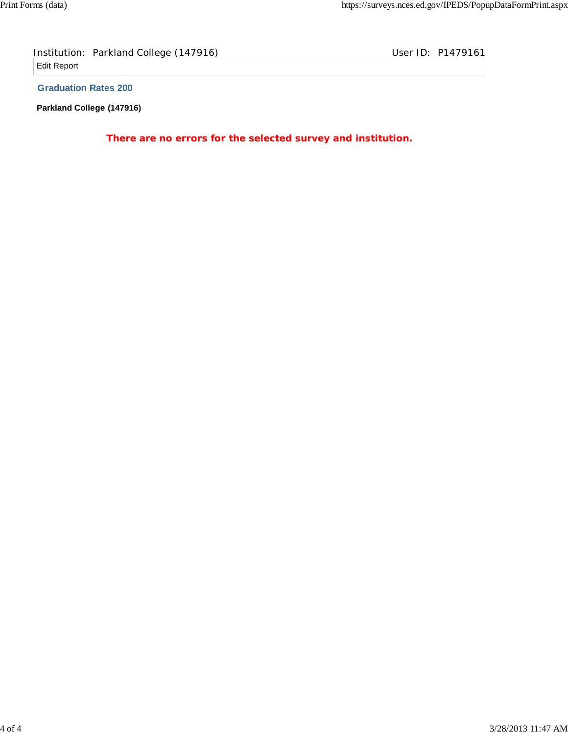Institution: Parkland College (147916) User ID: P1479161

Edit Report

## Graduation Rates 200

**Parkland College (147916)**

**There are no errors for the selected survey and institution.**